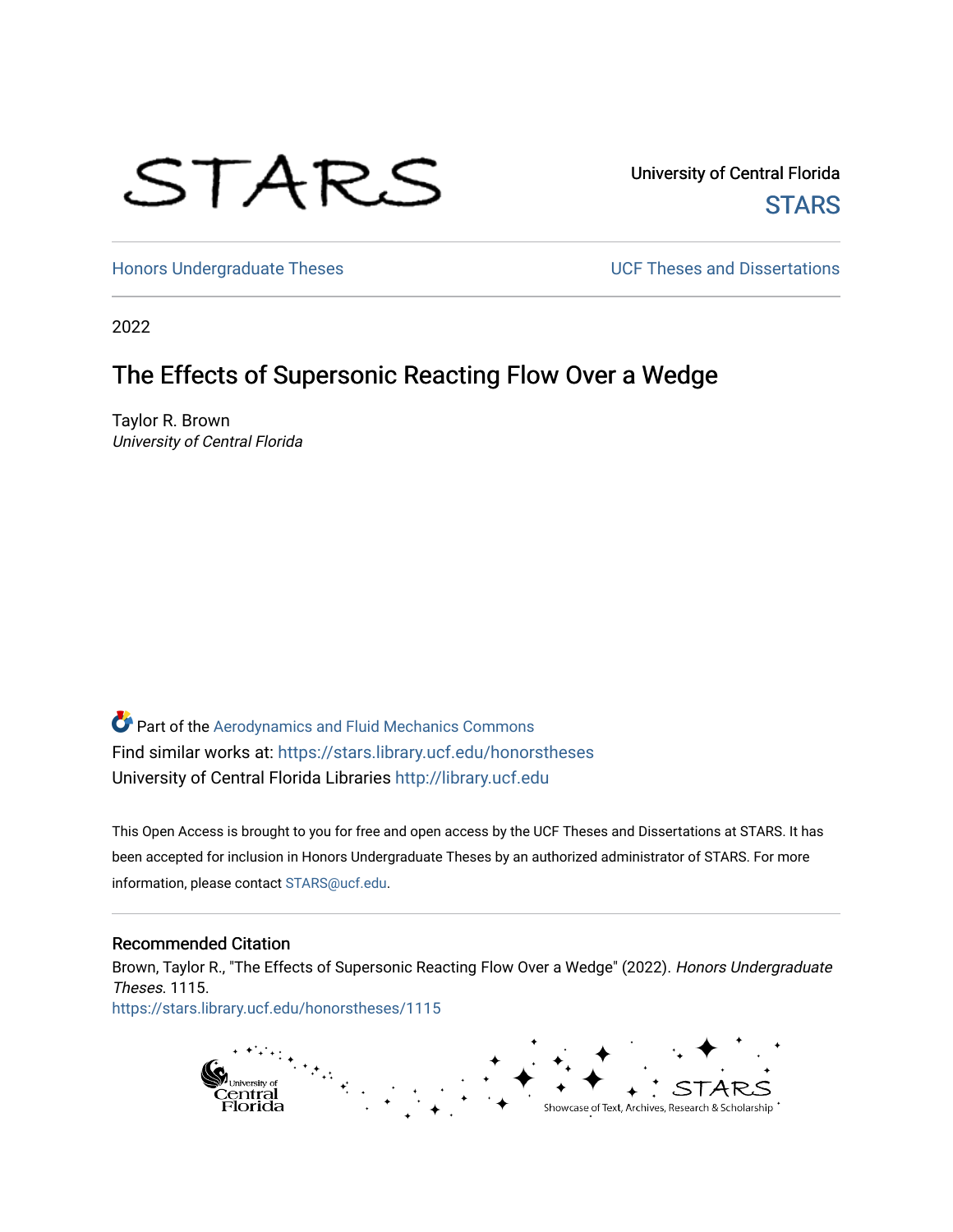STARS

University of Central Florida
STARS

Honors Undergraduate Theses | UCF Theses and Dissertations

2022

# The Effects of Supersonic Reacting Flow Over a Wedge

Taylor R. Brown
*University of Central Florida*

Part of the Aerodynamics and Fluid Mechanics Commons
Find similar works at: https://stars.library.ucf.edu/honorstheses
University of Central Florida Libraries http://library.ucf.edu

This Open Access is brought to you for free and open access by the UCF Theses and Dissertations at STARS. It has been accepted for inclusion in Honors Undergraduate Theses by an authorized administrator of STARS. For more information, please contact STARS@ucf.edu.

## Recommended Citation

Brown, Taylor R., "The Effects of Supersonic Reacting Flow Over a Wedge" (2022). *Honors Undergraduate Theses*. 1115.
https://stars.library.ucf.edu/honorstheses/1115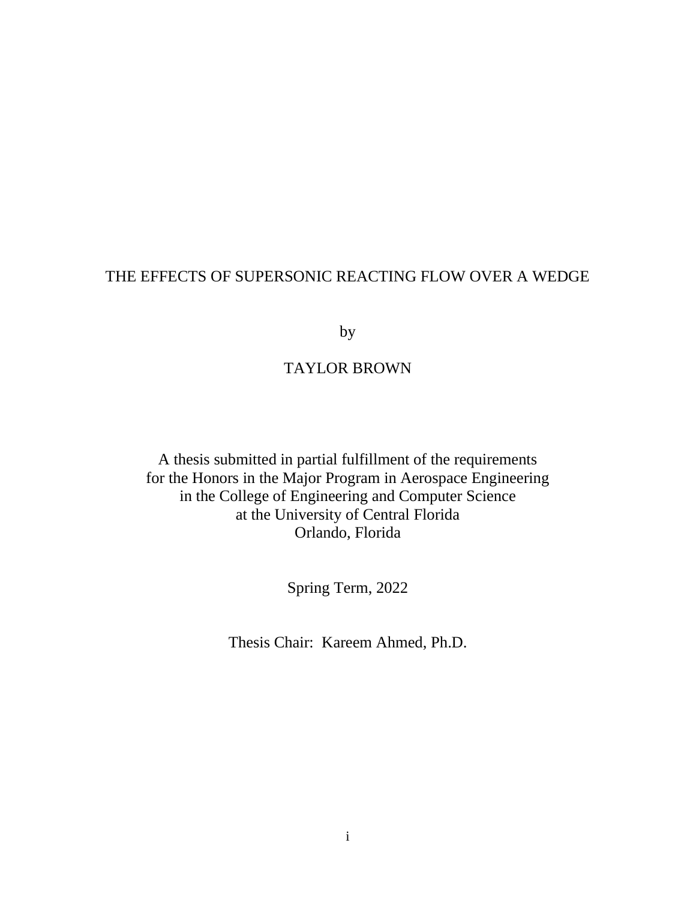# THE EFFECTS OF SUPERSONIC REACTING FLOW OVER A WEDGE

by

TAYLOR BROWN

A thesis submitted in partial fulfillment of the requirements
for the Honors in the Major Program in Aerospace Engineering
in the College of Engineering and Computer Science
at the University of Central Florida
Orlando, Florida

Spring Term, 2022

Thesis Chair: Kareem Ahmed, Ph.D.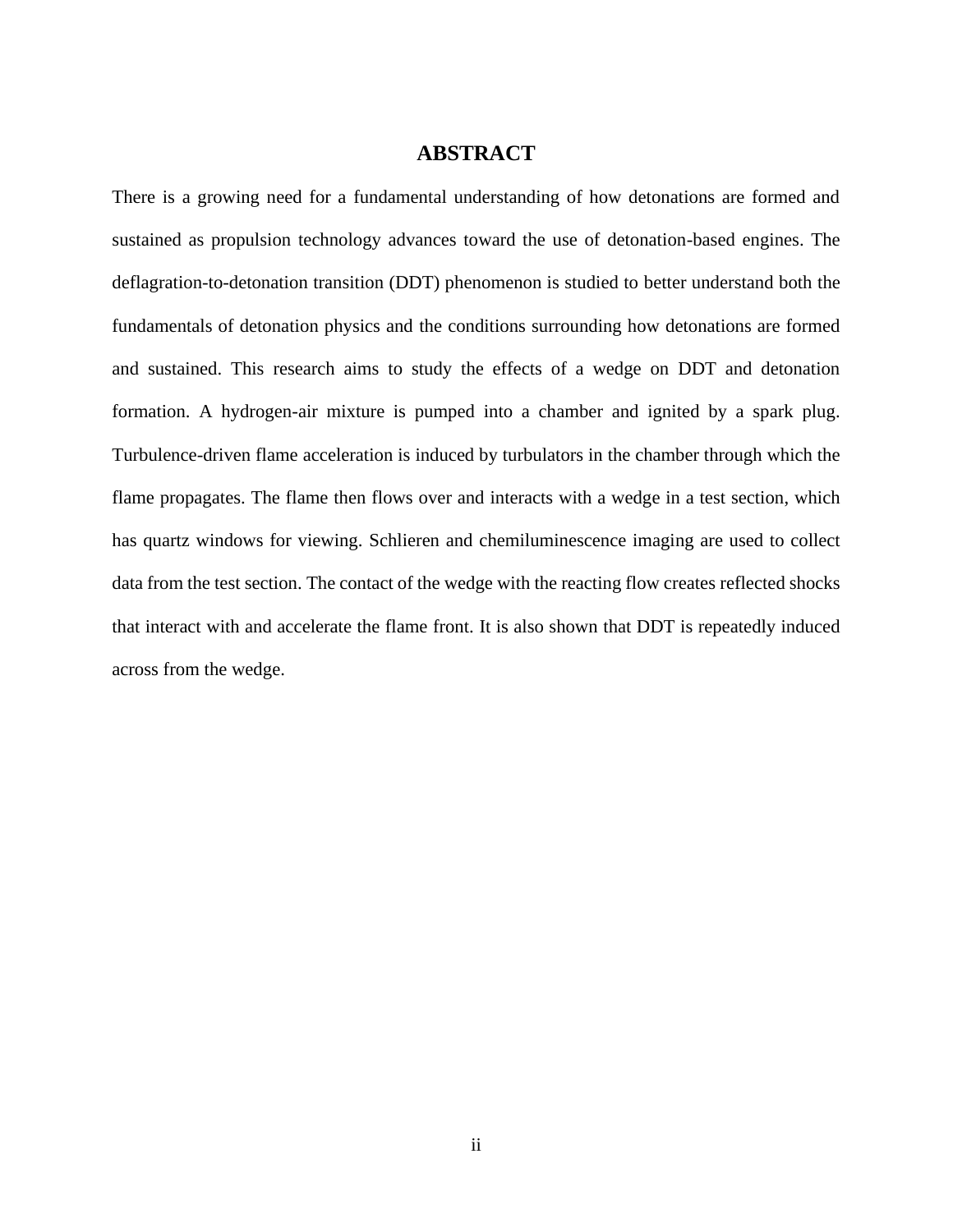# ABSTRACT

There is a growing need for a fundamental understanding of how detonations are formed and sustained as propulsion technology advances toward the use of detonation-based engines. The deflagration-to-detonation transition (DDT) phenomenon is studied to better understand both the fundamentals of detonation physics and the conditions surrounding how detonations are formed and sustained. This research aims to study the effects of a wedge on DDT and detonation formation. A hydrogen-air mixture is pumped into a chamber and ignited by a spark plug. Turbulence-driven flame acceleration is induced by turbulators in the chamber through which the flame propagates. The flame then flows over and interacts with a wedge in a test section, which has quartz windows for viewing. Schlieren and chemiluminescence imaging are used to collect data from the test section. The contact of the wedge with the reacting flow creates reflected shocks that interact with and accelerate the flame front. It is also shown that DDT is repeatedly induced across from the wedge.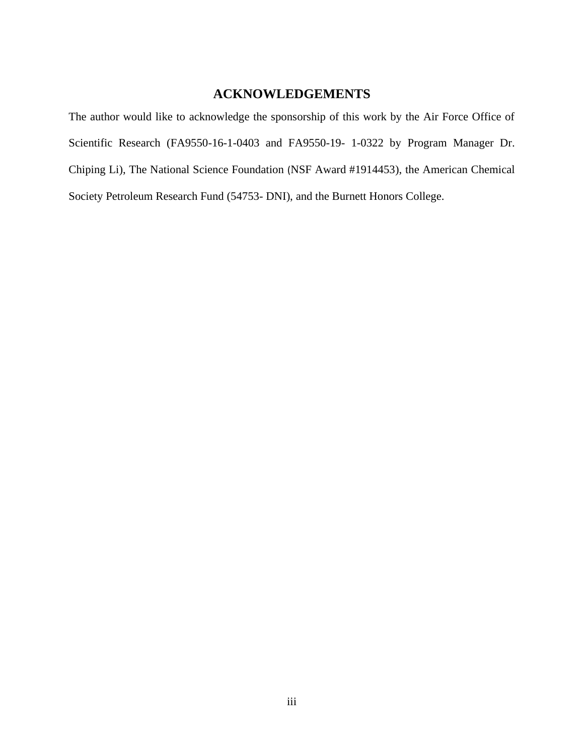# ACKNOWLEDGEMENTS

The author would like to acknowledge the sponsorship of this work by the Air Force Office of Scientific Research (FA9550-16-1-0403 and FA9550-19- 1-0322 by Program Manager Dr. Chiping Li), The National Science Foundation (NSF Award #1914453), the American Chemical Society Petroleum Research Fund (54753- DNI), and the Burnett Honors College.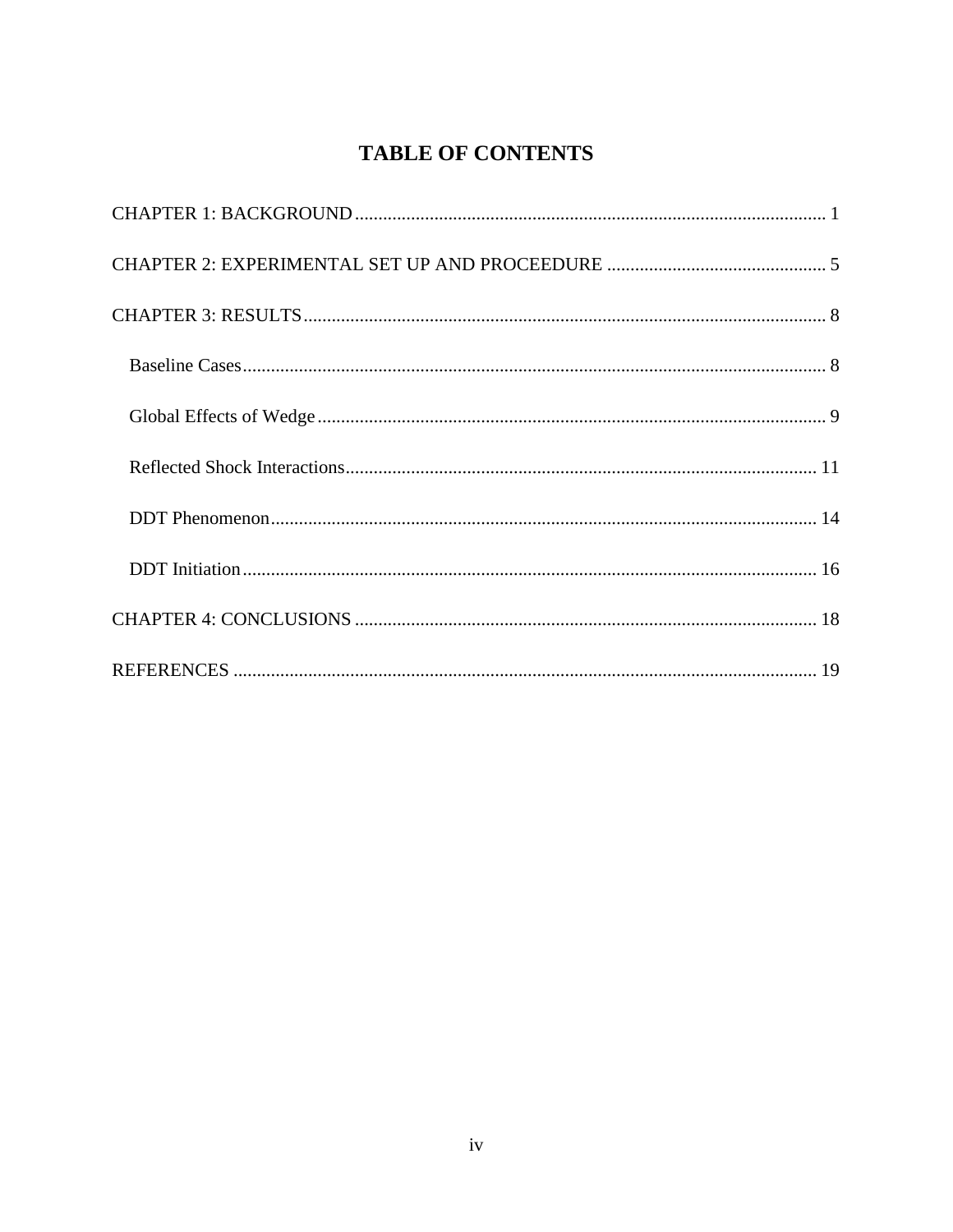# TABLE OF CONTENTS

CHAPTER 1: BACKGROUND ........................................................................................................ 1

CHAPTER 2: EXPERIMENTAL SET UP AND PROCEEDURE ................................................ 5

CHAPTER 3: RESULTS ................................................................................................................ 8

- Baseline Cases ........................................................................................................................... 8
- Global Effects of Wedge ............................................................................................................ 9
- Reflected Shock Interactions .................................................................................................... 11
- DDT Phenomenon .................................................................................................................... 14
- DDT Initiation .......................................................................................................................... 16

CHAPTER 4: CONCLUSIONS ................................................................................................... 18

REFERENCES ............................................................................................................................ 19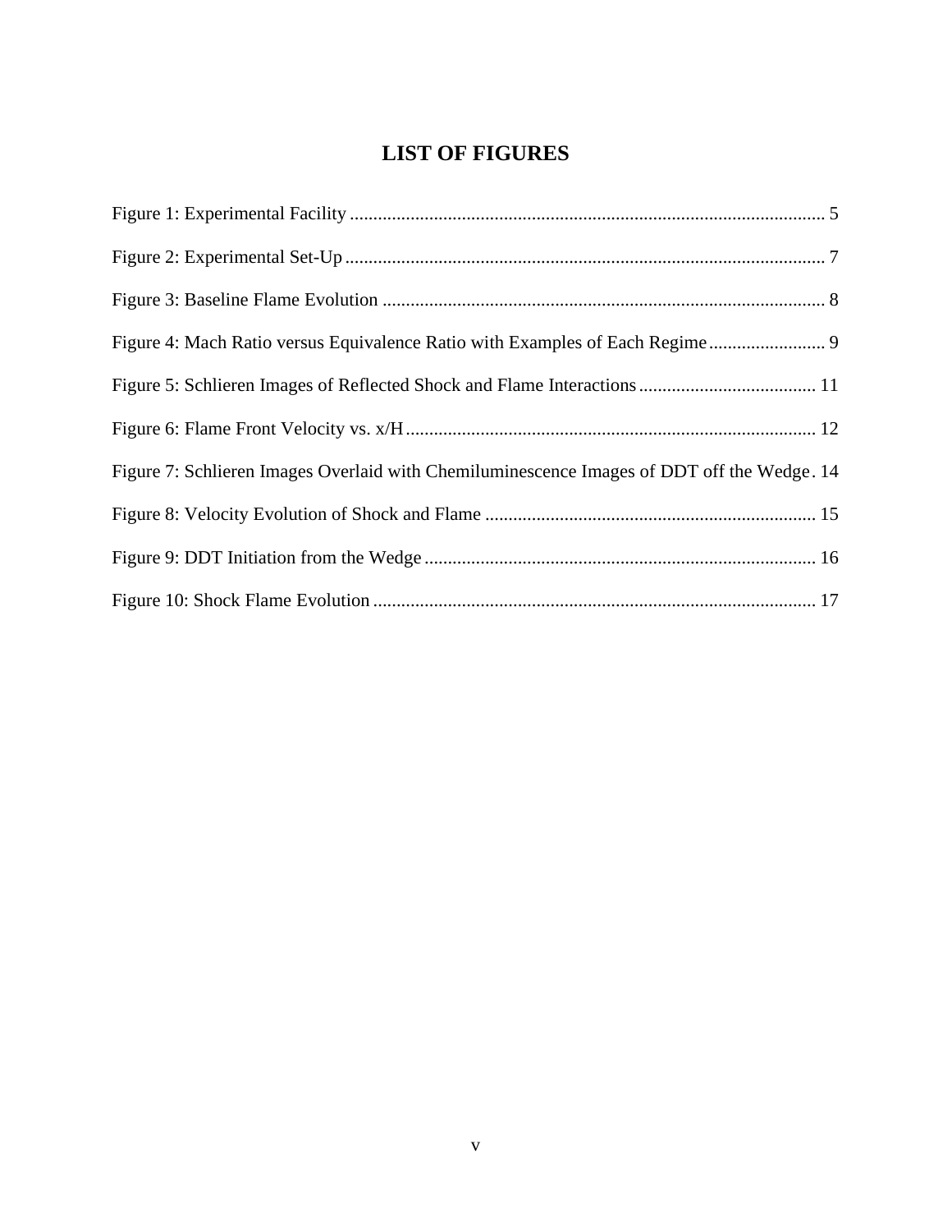# LIST OF FIGURES

Figure 1: Experimental Facility ........................................................................................................ 5

Figure 2: Experimental Set-Up ....................................................................................................... 7

Figure 3: Baseline Flame Evolution ............................................................................................... 8

Figure 4: Mach Ratio versus Equivalence Ratio with Examples of Each Regime ......................... 9

Figure 5: Schlieren Images of Reflected Shock and Flame Interactions ...................................... 11

Figure 6: Flame Front Velocity vs. x/H ........................................................................................ 12

Figure 7: Schlieren Images Overlaid with Chemiluminescence Images of DDT off the Wedge . 14

Figure 8: Velocity Evolution of Shock and Flame ....................................................................... 15

Figure 9: DDT Initiation from the Wedge .................................................................................... 16

Figure 10: Shock Flame Evolution ............................................................................................... 17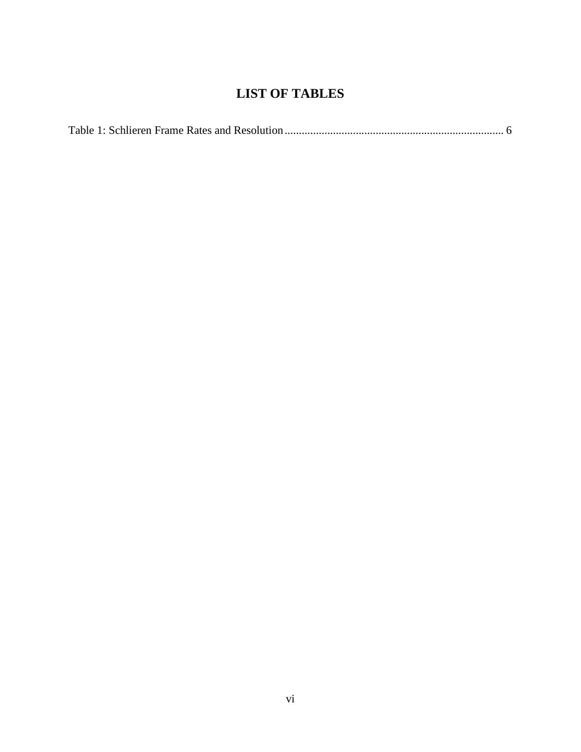# LIST OF TABLES

Table 1: Schlieren Frame Rates and Resolution ............................................................................. 6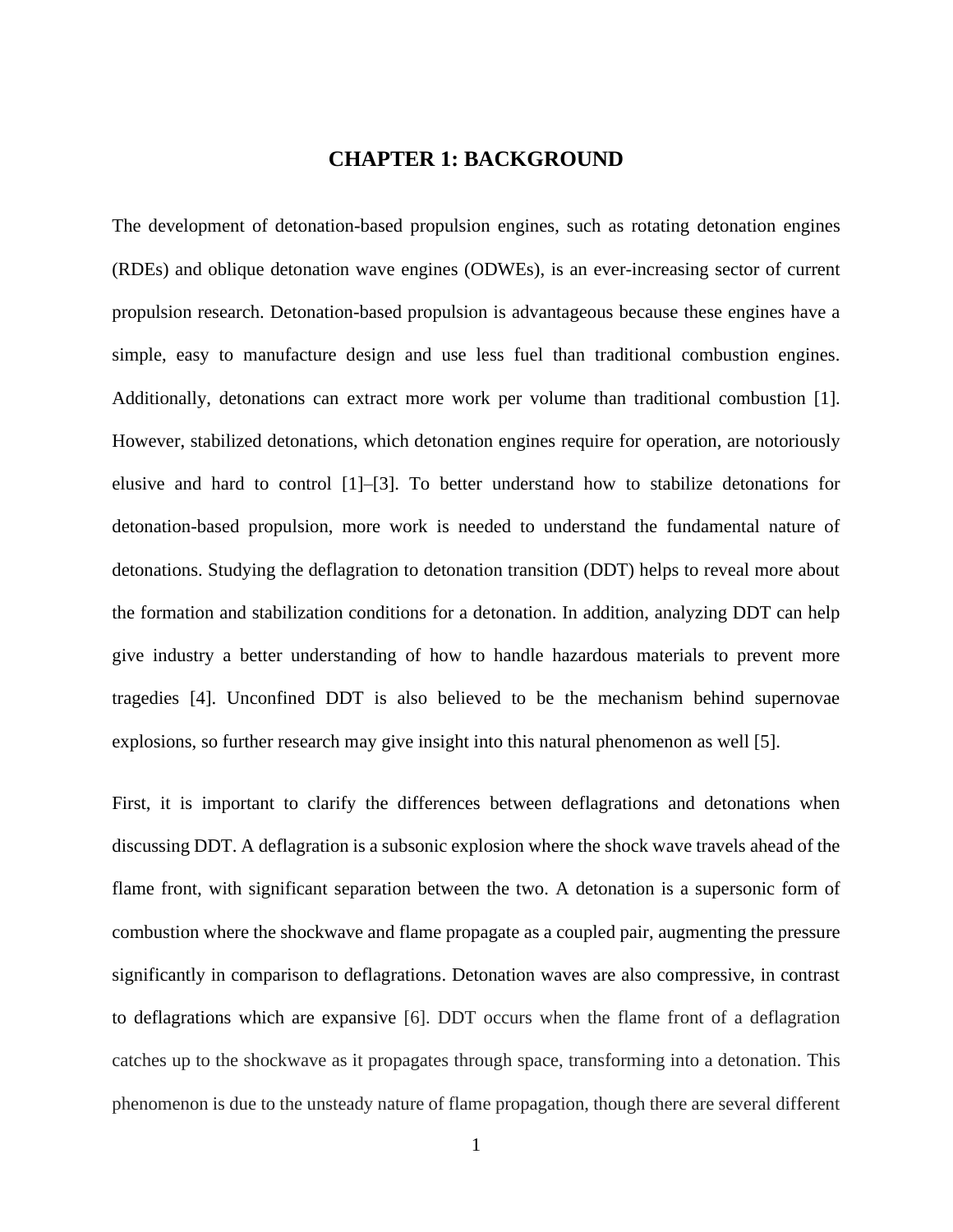# CHAPTER 1: BACKGROUND

The development of detonation-based propulsion engines, such as rotating detonation engines (RDEs) and oblique detonation wave engines (ODWEs), is an ever-increasing sector of current propulsion research. Detonation-based propulsion is advantageous because these engines have a simple, easy to manufacture design and use less fuel than traditional combustion engines. Additionally, detonations can extract more work per volume than traditional combustion [1]. However, stabilized detonations, which detonation engines require for operation, are notoriously elusive and hard to control [1]–[3]. To better understand how to stabilize detonations for detonation-based propulsion, more work is needed to understand the fundamental nature of detonations. Studying the deflagration to detonation transition (DDT) helps to reveal more about the formation and stabilization conditions for a detonation. In addition, analyzing DDT can help give industry a better understanding of how to handle hazardous materials to prevent more tragedies [4]. Unconfined DDT is also believed to be the mechanism behind supernovae explosions, so further research may give insight into this natural phenomenon as well [5].

First, it is important to clarify the differences between deflagrations and detonations when discussing DDT. A deflagration is a subsonic explosion where the shock wave travels ahead of the flame front, with significant separation between the two. A detonation is a supersonic form of combustion where the shockwave and flame propagate as a coupled pair, augmenting the pressure significantly in comparison to deflagrations. Detonation waves are also compressive, in contrast to deflagrations which are expansive [6]. DDT occurs when the flame front of a deflagration catches up to the shockwave as it propagates through space, transforming into a detonation. This phenomenon is due to the unsteady nature of flame propagation, though there are several different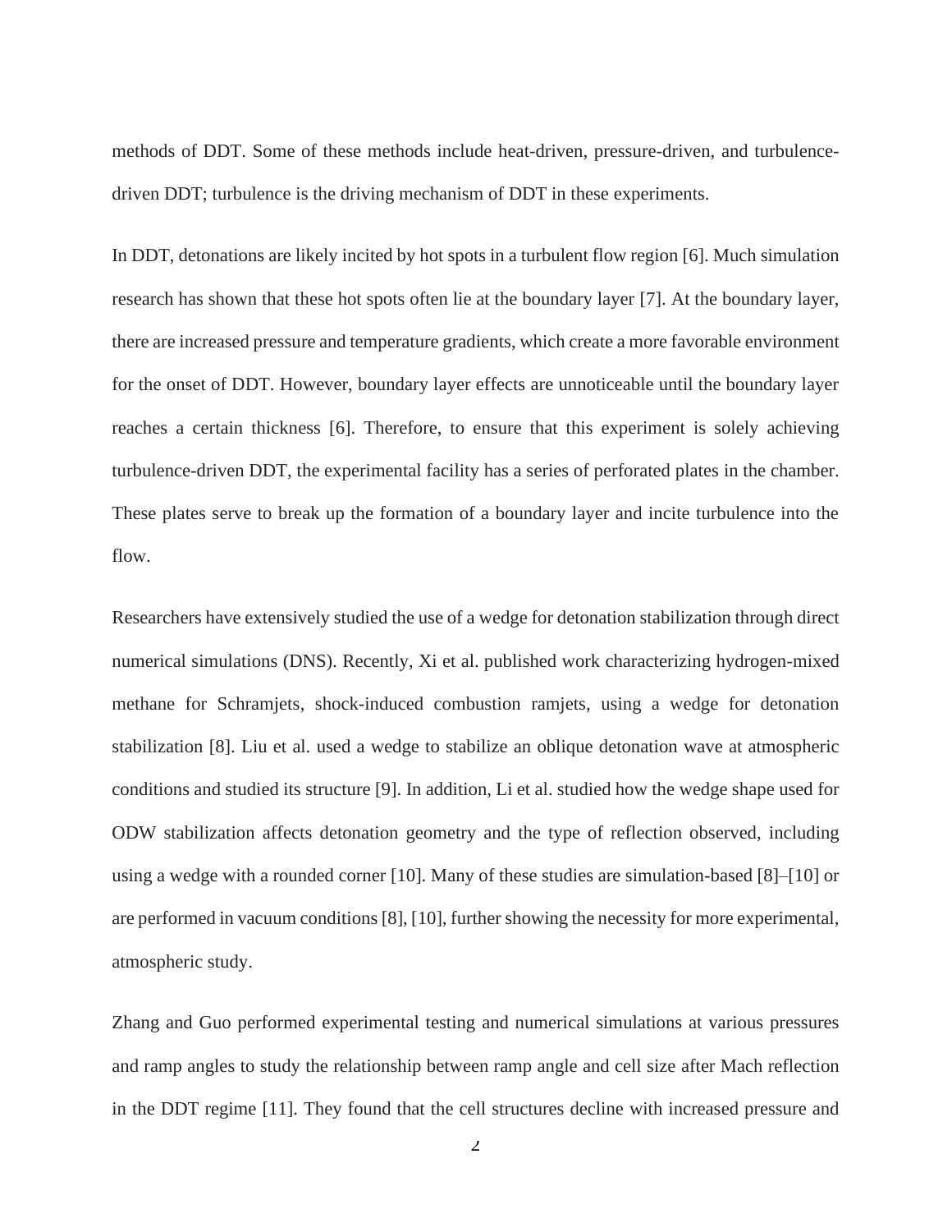methods of DDT. Some of these methods include heat-driven, pressure-driven, and turbulence-driven DDT; turbulence is the driving mechanism of DDT in these experiments.

In DDT, detonations are likely incited by hot spots in a turbulent flow region [6]. Much simulation research has shown that these hot spots often lie at the boundary layer [7]. At the boundary layer, there are increased pressure and temperature gradients, which create a more favorable environment for the onset of DDT. However, boundary layer effects are unnoticeable until the boundary layer reaches a certain thickness [6]. Therefore, to ensure that this experiment is solely achieving turbulence-driven DDT, the experimental facility has a series of perforated plates in the chamber. These plates serve to break up the formation of a boundary layer and incite turbulence into the flow.

Researchers have extensively studied the use of a wedge for detonation stabilization through direct numerical simulations (DNS). Recently, Xi et al. published work characterizing hydrogen-mixed methane for Schramjets, shock-induced combustion ramjets, using a wedge for detonation stabilization [8]. Liu et al. used a wedge to stabilize an oblique detonation wave at atmospheric conditions and studied its structure [9]. In addition, Li et al. studied how the wedge shape used for ODW stabilization affects detonation geometry and the type of reflection observed, including using a wedge with a rounded corner [10]. Many of these studies are simulation-based [8]–[10] or are performed in vacuum conditions [8], [10], further showing the necessity for more experimental, atmospheric study.

Zhang and Guo performed experimental testing and numerical simulations at various pressures and ramp angles to study the relationship between ramp angle and cell size after Mach reflection in the DDT regime [11]. They found that the cell structures decline with increased pressure and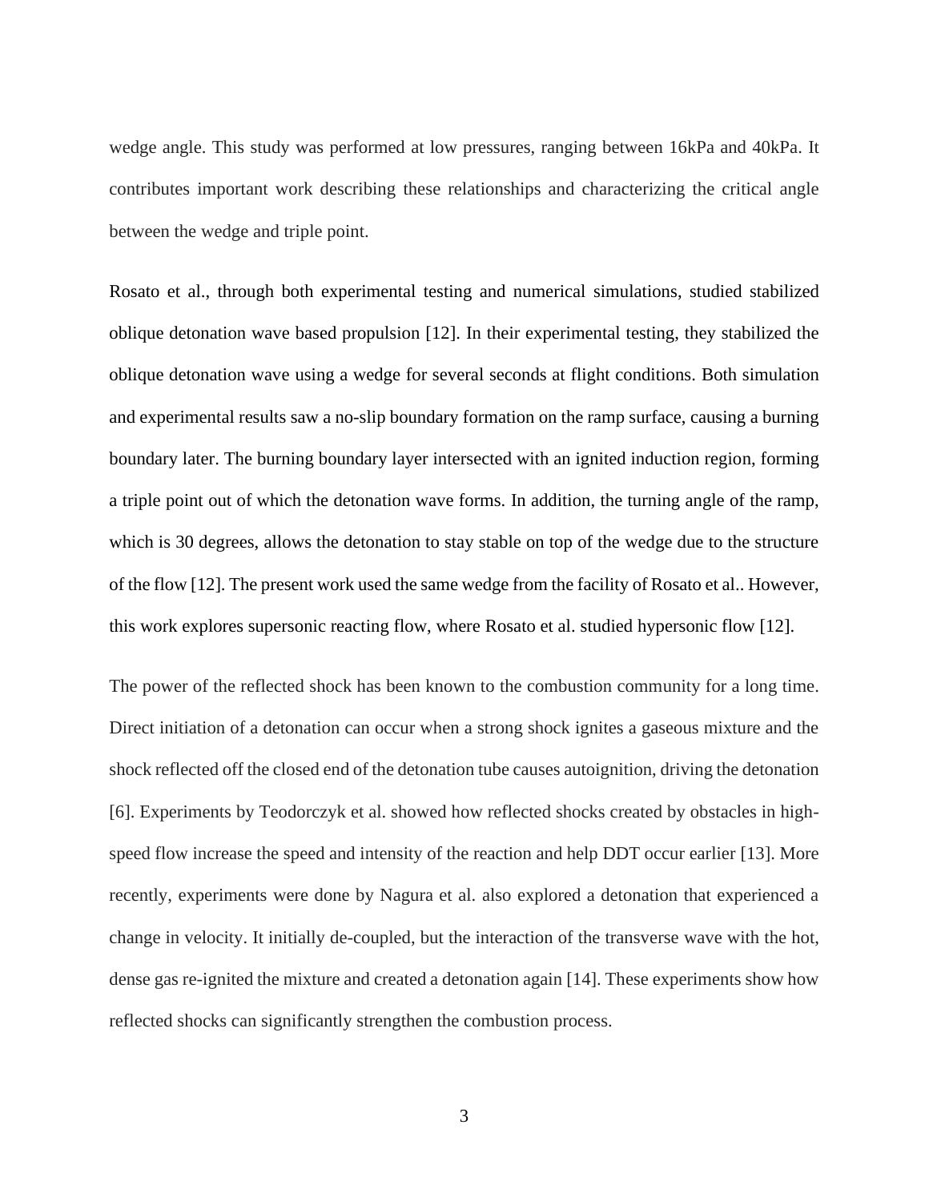wedge angle. This study was performed at low pressures, ranging between 16kPa and 40kPa. It contributes important work describing these relationships and characterizing the critical angle between the wedge and triple point.

Rosato et al., through both experimental testing and numerical simulations, studied stabilized oblique detonation wave based propulsion [12]. In their experimental testing, they stabilized the oblique detonation wave using a wedge for several seconds at flight conditions. Both simulation and experimental results saw a no-slip boundary formation on the ramp surface, causing a burning boundary later. The burning boundary layer intersected with an ignited induction region, forming a triple point out of which the detonation wave forms. In addition, the turning angle of the ramp, which is 30 degrees, allows the detonation to stay stable on top of the wedge due to the structure of the flow [12]. The present work used the same wedge from the facility of Rosato et al.. However, this work explores supersonic reacting flow, where Rosato et al. studied hypersonic flow [12].

The power of the reflected shock has been known to the combustion community for a long time. Direct initiation of a detonation can occur when a strong shock ignites a gaseous mixture and the shock reflected off the closed end of the detonation tube causes autoignition, driving the detonation [6]. Experiments by Teodorczyk et al. showed how reflected shocks created by obstacles in high-speed flow increase the speed and intensity of the reaction and help DDT occur earlier [13]. More recently, experiments were done by Nagura et al. also explored a detonation that experienced a change in velocity. It initially de-coupled, but the interaction of the transverse wave with the hot, dense gas re-ignited the mixture and created a detonation again [14]. These experiments show how reflected shocks can significantly strengthen the combustion process.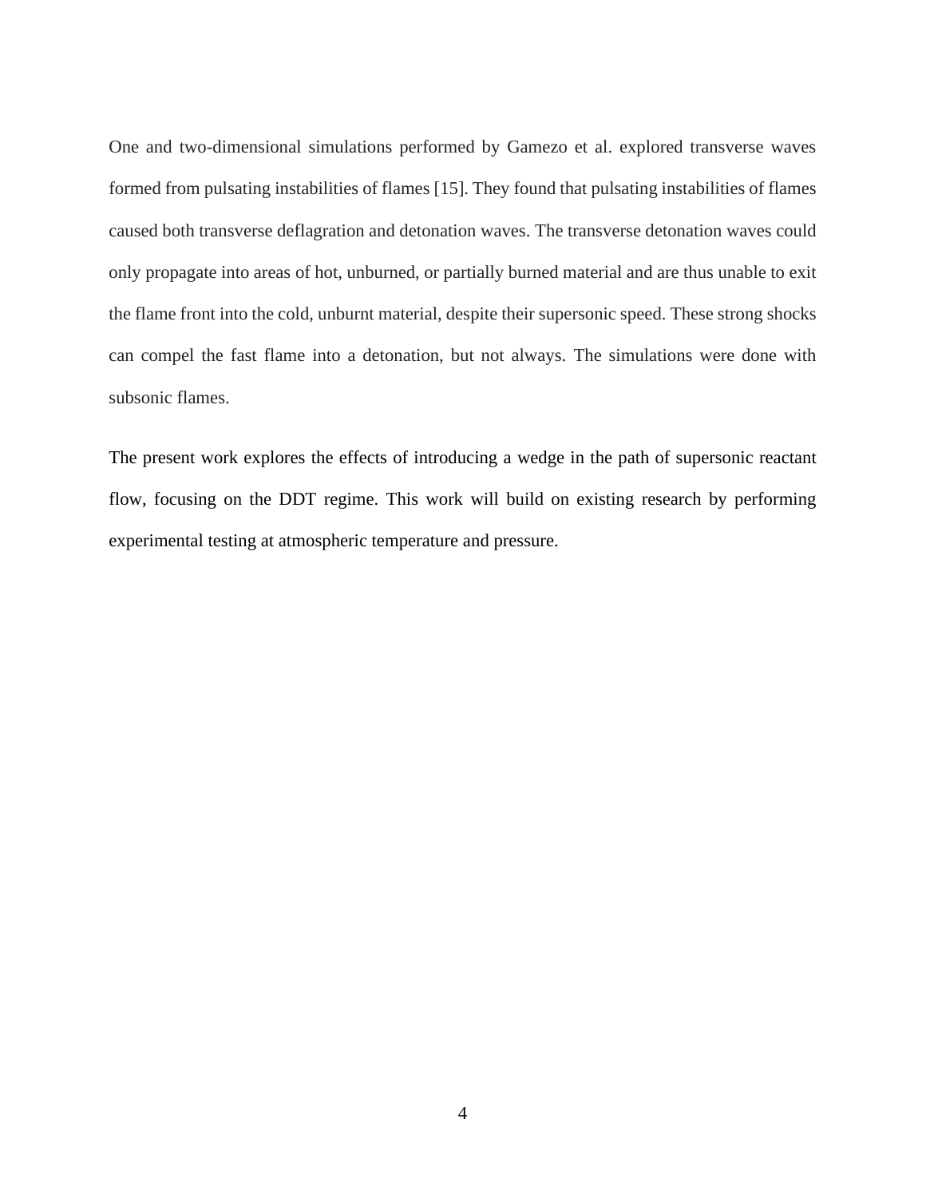One and two-dimensional simulations performed by Gamezo et al. explored transverse waves formed from pulsating instabilities of flames [15]. They found that pulsating instabilities of flames caused both transverse deflagration and detonation waves. The transverse detonation waves could only propagate into areas of hot, unburned, or partially burned material and are thus unable to exit the flame front into the cold, unburnt material, despite their supersonic speed. These strong shocks can compel the fast flame into a detonation, but not always. The simulations were done with subsonic flames.

The present work explores the effects of introducing a wedge in the path of supersonic reactant flow, focusing on the DDT regime. This work will build on existing research by performing experimental testing at atmospheric temperature and pressure.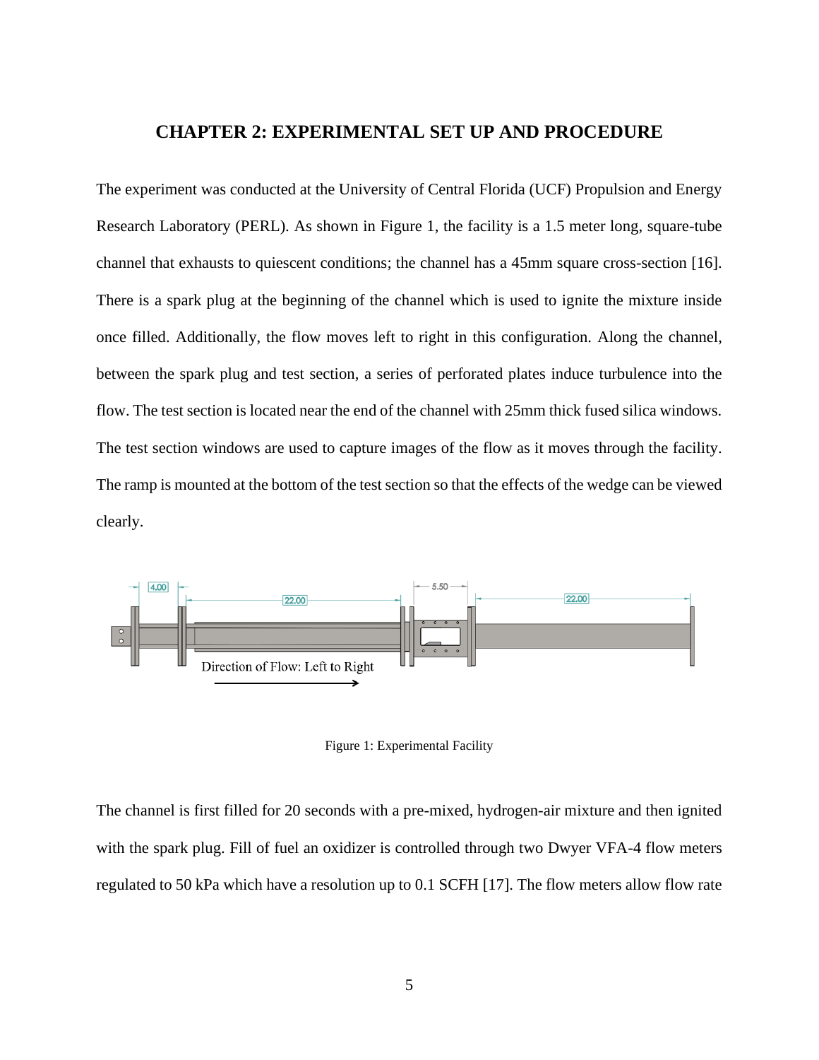# CHAPTER 2: EXPERIMENTAL SET UP AND PROCEDURE

The experiment was conducted at the University of Central Florida (UCF) Propulsion and Energy Research Laboratory (PERL). As shown in Figure 1, the facility is a 1.5 meter long, square-tube channel that exhausts to quiescent conditions; the channel has a 45mm square cross-section [16]. There is a spark plug at the beginning of the channel which is used to ignite the mixture inside once filled. Additionally, the flow moves left to right in this configuration. Along the channel, between the spark plug and test section, a series of perforated plates induce turbulence into the flow. The test section is located near the end of the channel with 25mm thick fused silica windows. The test section windows are used to capture images of the flow as it moves through the facility. The ramp is mounted at the bottom of the test section so that the effects of the wedge can be viewed clearly.

Figure 1: Experimental Facility

The channel is first filled for 20 seconds with a pre-mixed, hydrogen-air mixture and then ignited with the spark plug. Fill of fuel an oxidizer is controlled through two Dwyer VFA-4 flow meters regulated to 50 kPa which have a resolution up to 0.1 SCFH [17]. The flow meters allow flow rate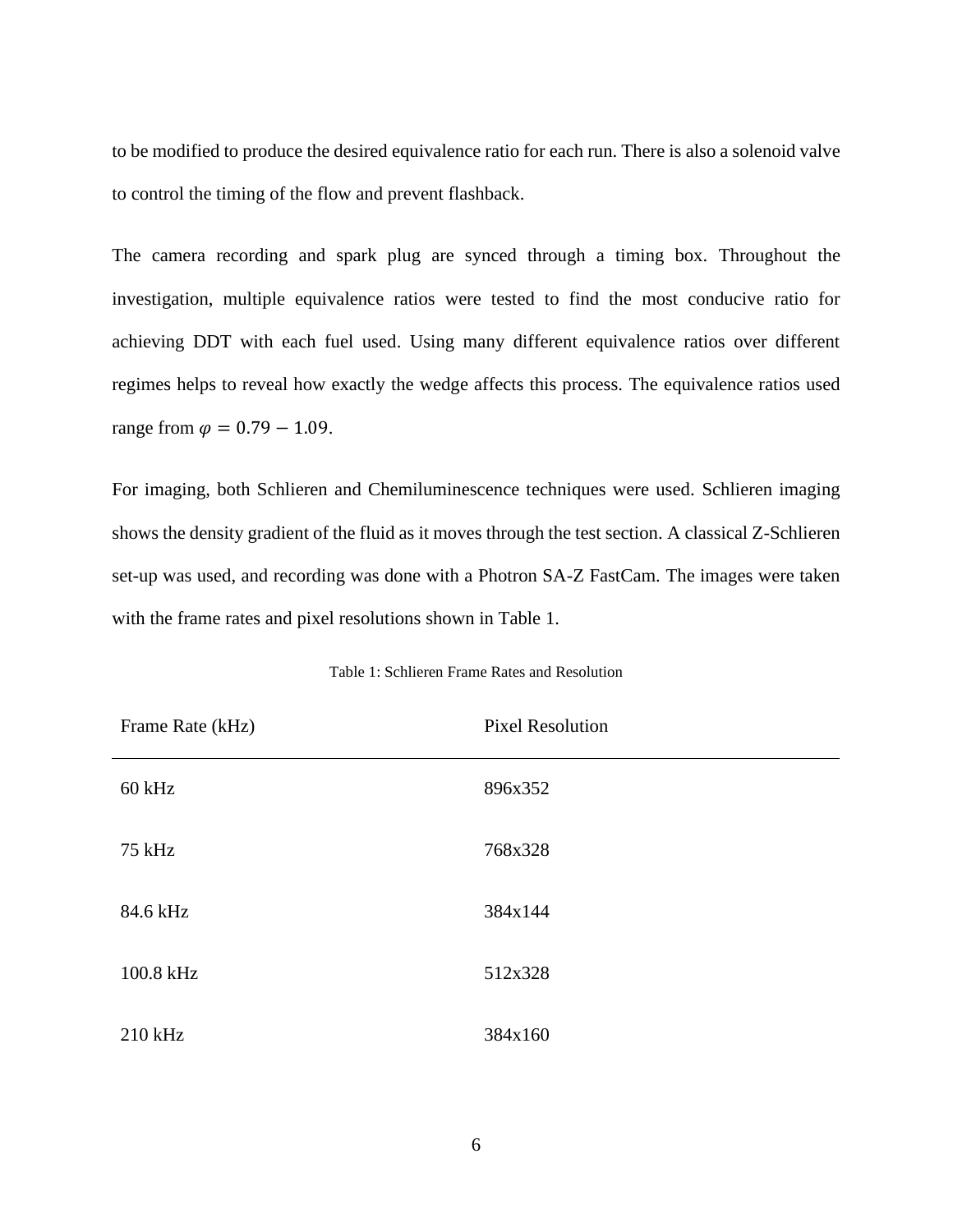to be modified to produce the desired equivalence ratio for each run. There is also a solenoid valve to control the timing of the flow and prevent flashback.

The camera recording and spark plug are synced through a timing box. Throughout the investigation, multiple equivalence ratios were tested to find the most conducive ratio for achieving DDT with each fuel used. Using many different equivalence ratios over different regimes helps to reveal how exactly the wedge affects this process. The equivalence ratios used range from $\varphi = 0.79 - 1.09$.

For imaging, both Schlieren and Chemiluminescence techniques were used. Schlieren imaging shows the density gradient of the fluid as it moves through the test section. A classical Z-Schlieren set-up was used, and recording was done with a Photron SA-Z FastCam. The images were taken with the frame rates and pixel resolutions shown in Table 1.

Table 1: Schlieren Frame Rates and Resolution

| Frame Rate (kHz) | Pixel Resolution |
|---|---|
| 60 kHz | 896x352 |
| 75 kHz | 768x328 |
| 84.6 kHz | 384x144 |
| 100.8 kHz | 512x328 |
| 210 kHz | 384x160 |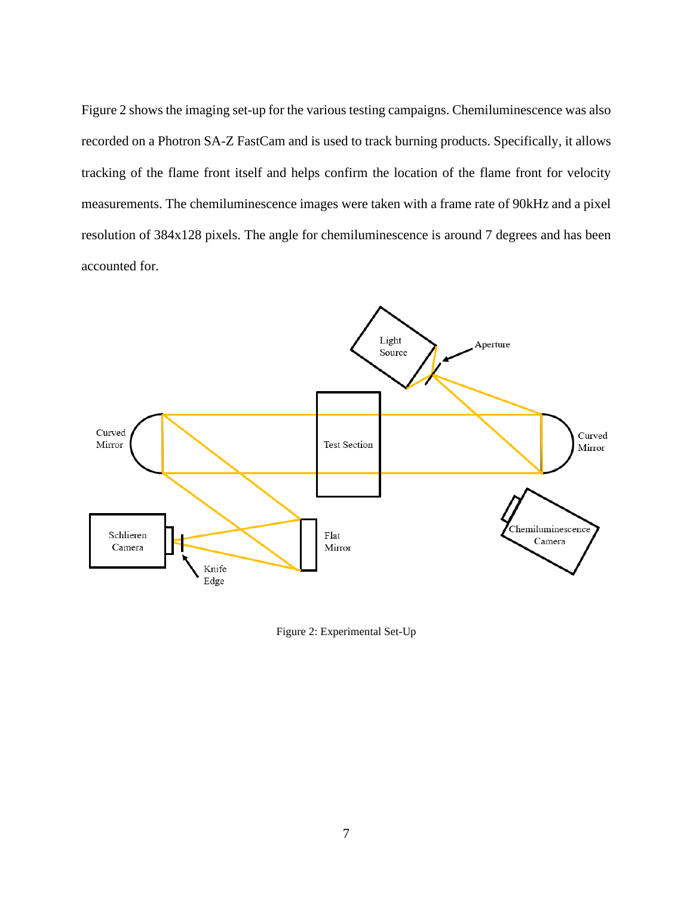Figure 2 shows the imaging set-up for the various testing campaigns. Chemiluminescence was also recorded on a Photron SA-Z FastCam and is used to track burning products. Specifically, it allows tracking of the flame front itself and helps confirm the location of the flame front for velocity measurements. The chemiluminescence images were taken with a frame rate of 90kHz and a pixel resolution of 384x128 pixels. The angle for chemiluminescence is around 7 degrees and has been accounted for.

Figure 2: Experimental Set-Up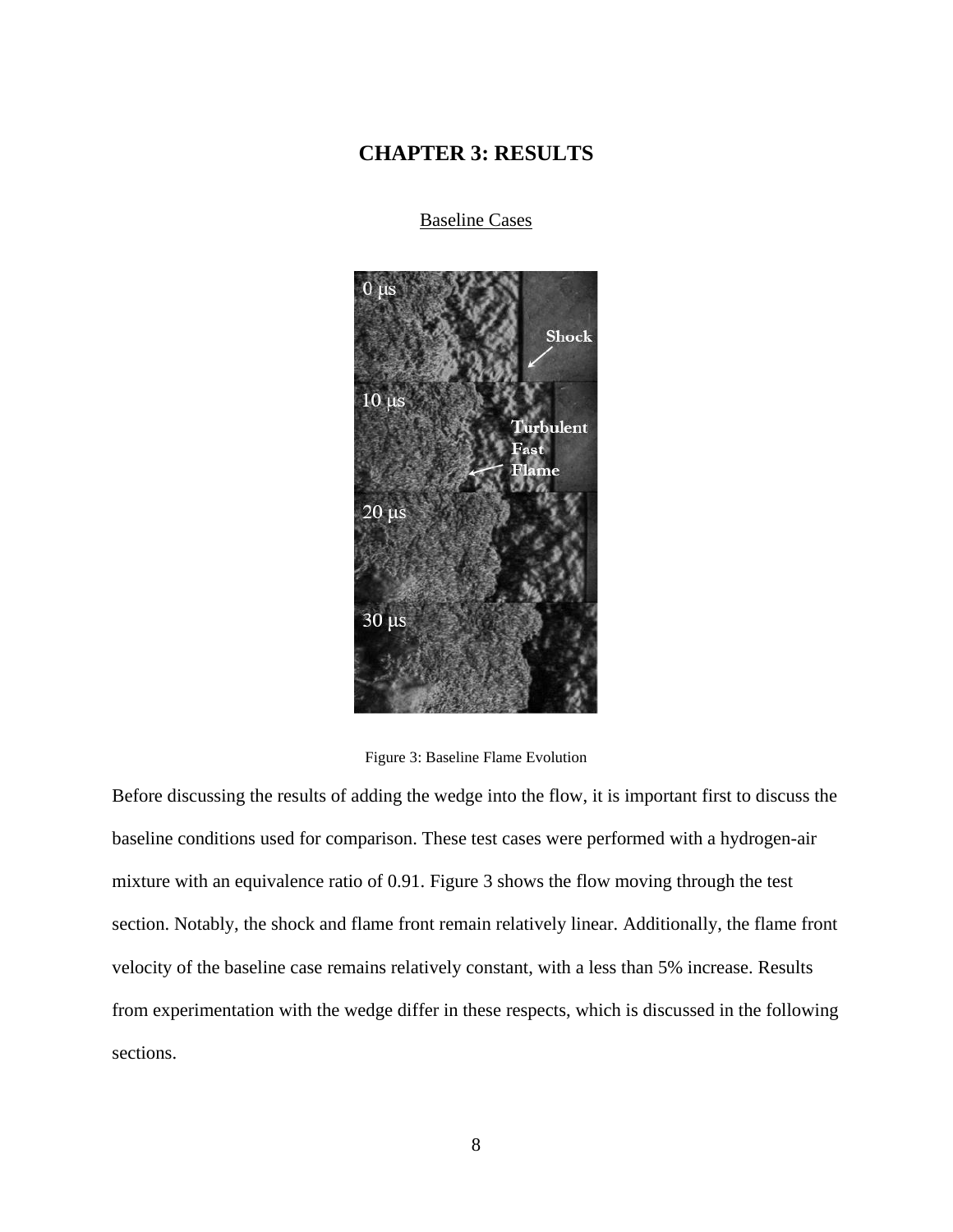# CHAPTER 3: RESULTS

## Baseline Cases

Figure 3: Baseline Flame Evolution

Before discussing the results of adding the wedge into the flow, it is important first to discuss the baseline conditions used for comparison. These test cases were performed with a hydrogen-air mixture with an equivalence ratio of 0.91. Figure 3 shows the flow moving through the test section. Notably, the shock and flame front remain relatively linear. Additionally, the flame front velocity of the baseline case remains relatively constant, with a less than 5% increase. Results from experimentation with the wedge differ in these respects, which is discussed in the following sections.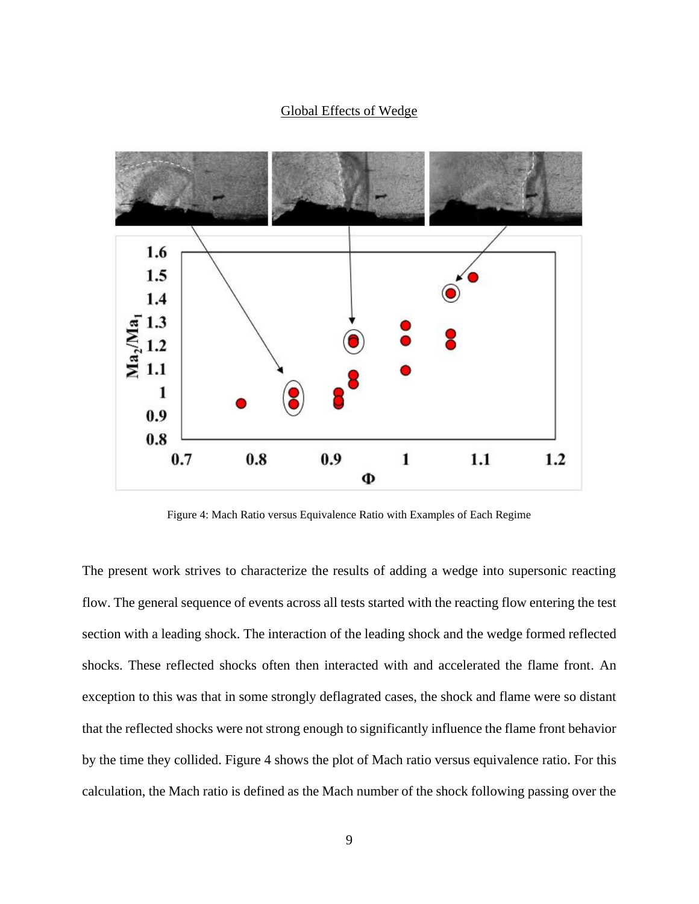## Global Effects of Wedge

Figure 4: Mach Ratio versus Equivalence Ratio with Examples of Each Regime

The present work strives to characterize the results of adding a wedge into supersonic reacting flow. The general sequence of events across all tests started with the reacting flow entering the test section with a leading shock. The interaction of the leading shock and the wedge formed reflected shocks. These reflected shocks often then interacted with and accelerated the flame front. An exception to this was that in some strongly deflagrated cases, the shock and flame were so distant that the reflected shocks were not strong enough to significantly influence the flame front behavior by the time they collided. Figure 4 shows the plot of Mach ratio versus equivalence ratio. For this calculation, the Mach ratio is defined as the Mach number of the shock following passing over the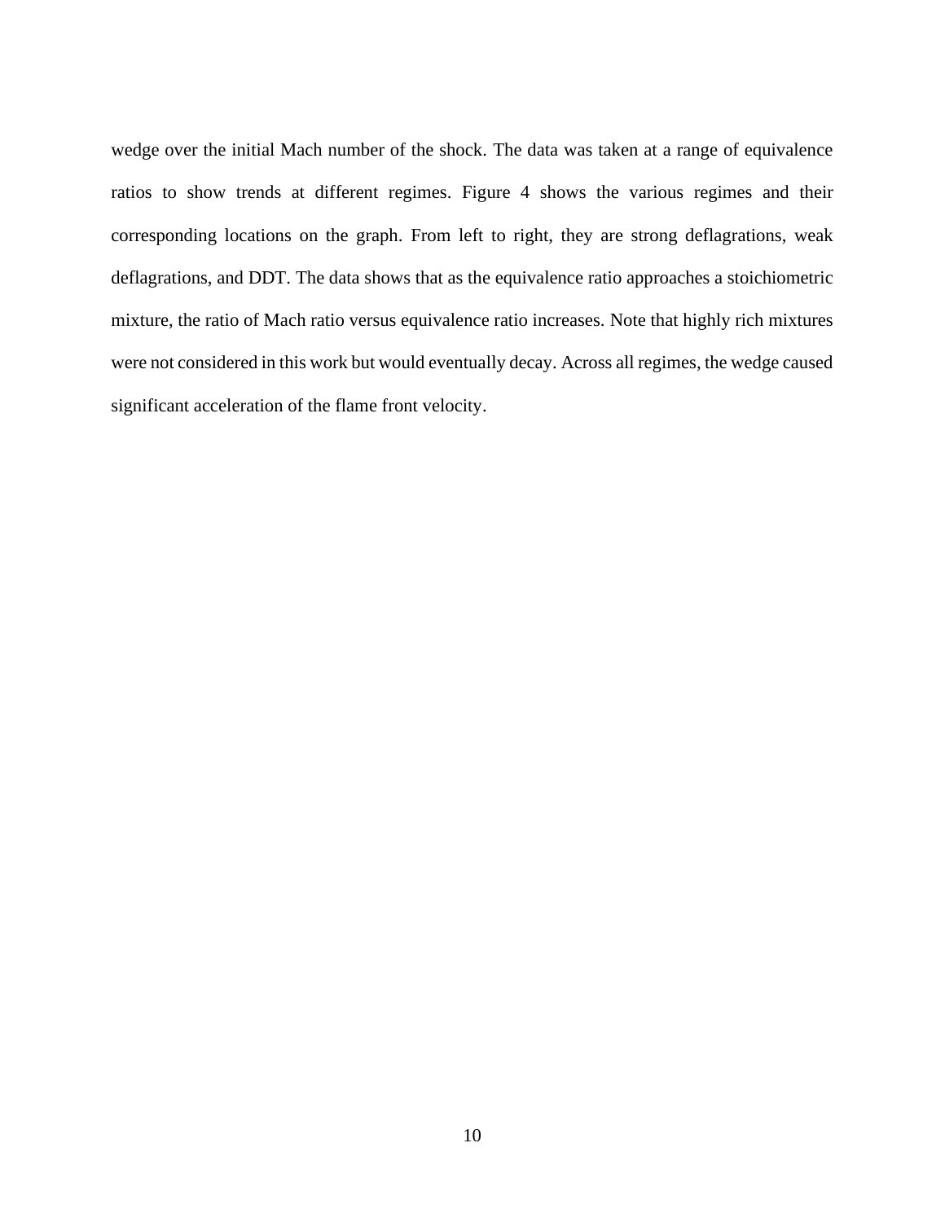wedge over the initial Mach number of the shock. The data was taken at a range of equivalence ratios to show trends at different regimes. Figure 4 shows the various regimes and their corresponding locations on the graph. From left to right, they are strong deflagrations, weak deflagrations, and DDT. The data shows that as the equivalence ratio approaches a stoichiometric mixture, the ratio of Mach ratio versus equivalence ratio increases. Note that highly rich mixtures were not considered in this work but would eventually decay. Across all regimes, the wedge caused significant acceleration of the flame front velocity.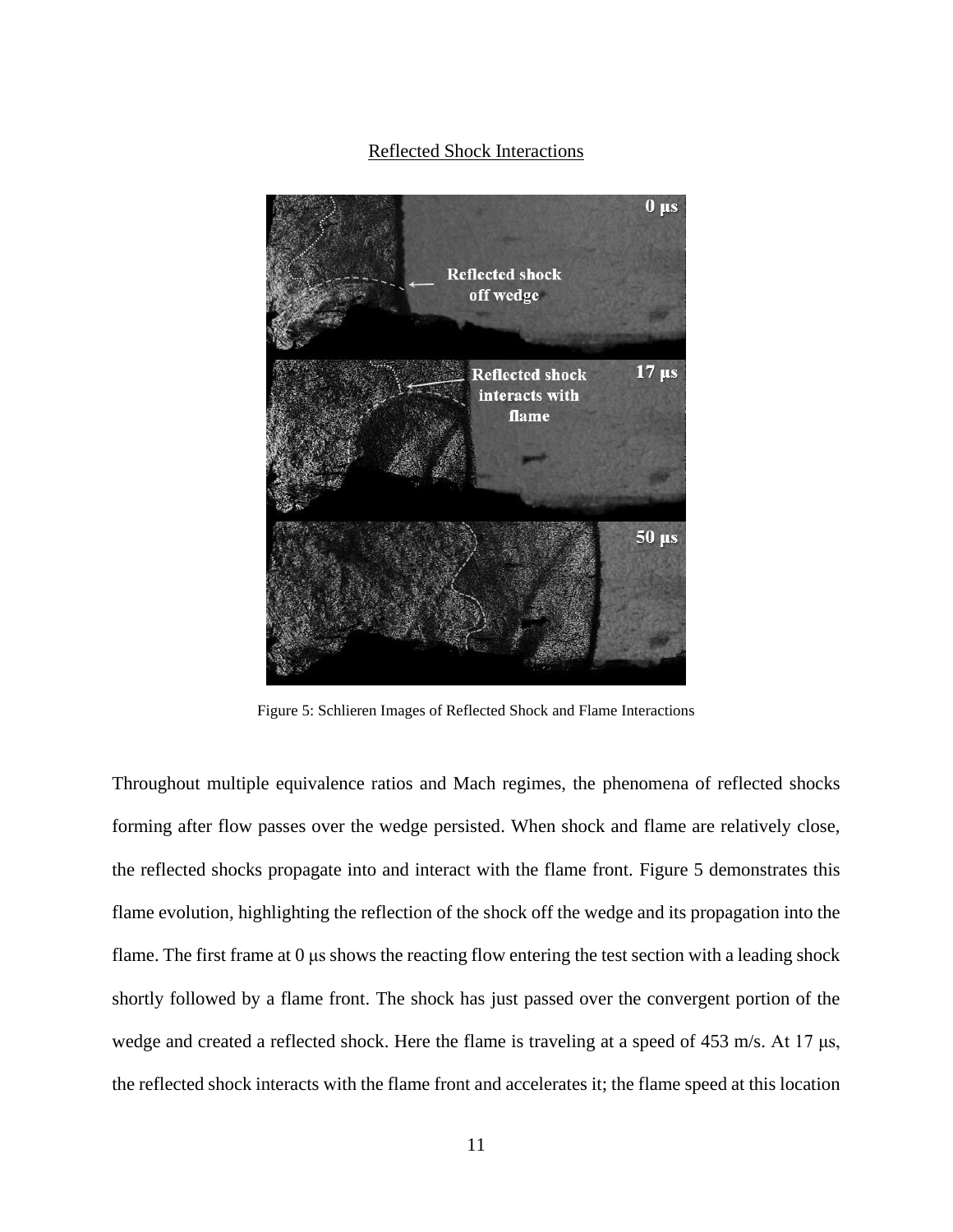Reflected Shock Interactions

Figure 5: Schlieren Images of Reflected Shock and Flame Interactions

Throughout multiple equivalence ratios and Mach regimes, the phenomena of reflected shocks forming after flow passes over the wedge persisted. When shock and flame are relatively close, the reflected shocks propagate into and interact with the flame front. Figure 5 demonstrates this flame evolution, highlighting the reflection of the shock off the wedge and its propagation into the flame. The first frame at 0 μs shows the reacting flow entering the test section with a leading shock shortly followed by a flame front. The shock has just passed over the convergent portion of the wedge and created a reflected shock. Here the flame is traveling at a speed of 453 m/s. At 17 μs, the reflected shock interacts with the flame front and accelerates it; the flame speed at this location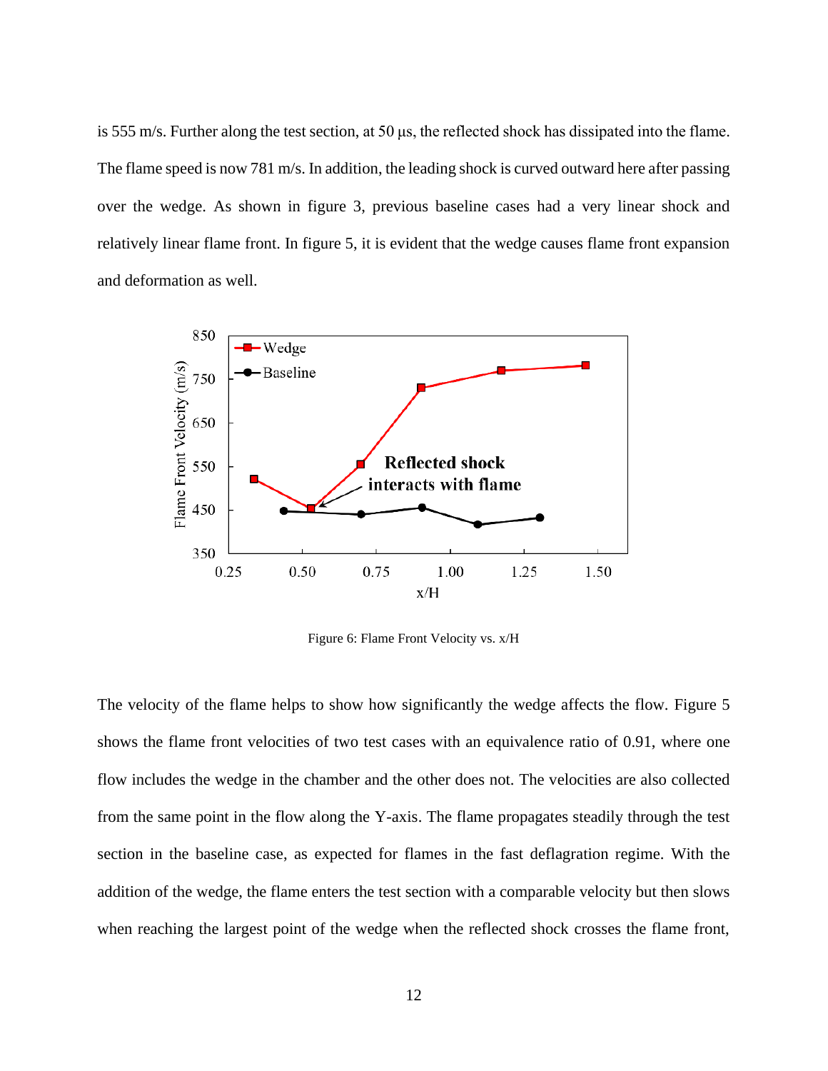is 555 m/s. Further along the test section, at 50 μs, the reflected shock has dissipated into the flame. The flame speed is now 781 m/s. In addition, the leading shock is curved outward here after passing over the wedge. As shown in figure 3, previous baseline cases had a very linear shock and relatively linear flame front. In figure 5, it is evident that the wedge causes flame front expansion and deformation as well.

Figure 6: Flame Front Velocity vs. x/H

The velocity of the flame helps to show how significantly the wedge affects the flow. Figure 5 shows the flame front velocities of two test cases with an equivalence ratio of 0.91, where one flow includes the wedge in the chamber and the other does not. The velocities are also collected from the same point in the flow along the Y-axis. The flame propagates steadily through the test section in the baseline case, as expected for flames in the fast deflagration regime. With the addition of the wedge, the flame enters the test section with a comparable velocity but then slows when reaching the largest point of the wedge when the reflected shock crosses the flame front,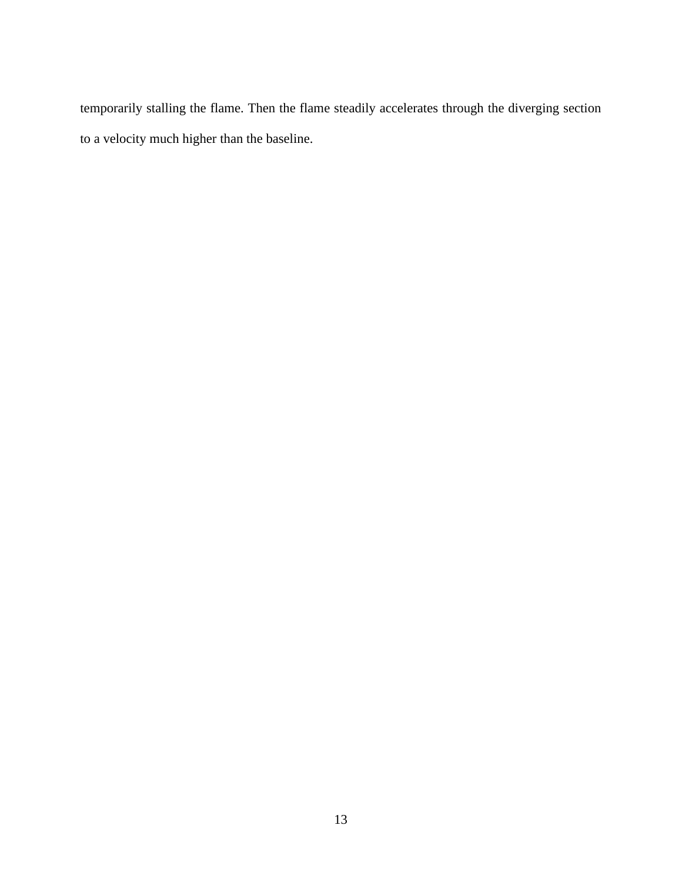temporarily stalling the flame. Then the flame steadily accelerates through the diverging section to a velocity much higher than the baseline.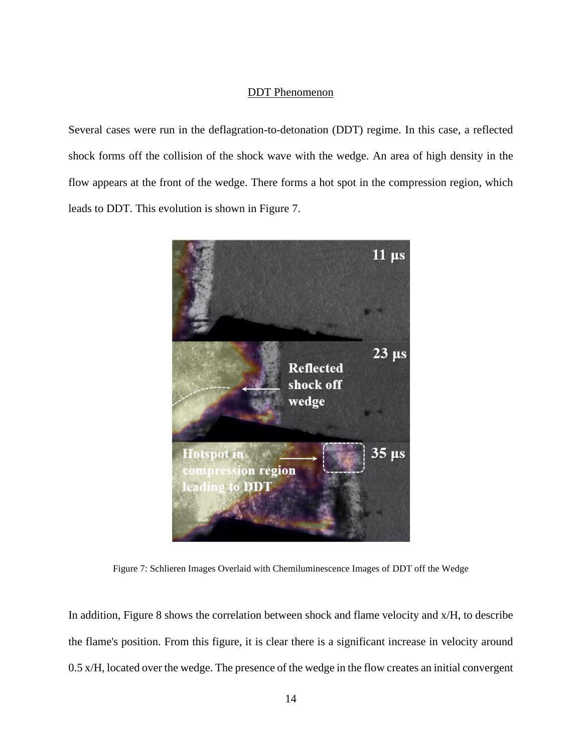## DDT Phenomenon

Several cases were run in the deflagration-to-detonation (DDT) regime. In this case, a reflected shock forms off the collision of the shock wave with the wedge. An area of high density in the flow appears at the front of the wedge. There forms a hot spot in the compression region, which leads to DDT. This evolution is shown in Figure 7.

Figure 7: Schlieren Images Overlaid with Chemiluminescence Images of DDT off the Wedge

In addition, Figure 8 shows the correlation between shock and flame velocity and x/H, to describe the flame's position. From this figure, it is clear there is a significant increase in velocity around 0.5 x/H, located over the wedge. The presence of the wedge in the flow creates an initial convergent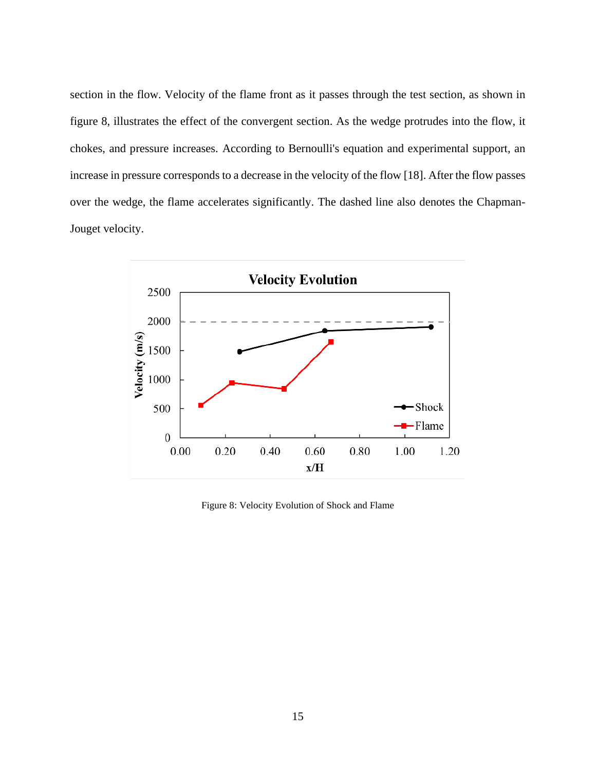section in the flow. Velocity of the flame front as it passes through the test section, as shown in figure 8, illustrates the effect of the convergent section. As the wedge protrudes into the flow, it chokes, and pressure increases. According to Bernoulli's equation and experimental support, an increase in pressure corresponds to a decrease in the velocity of the flow [18]. After the flow passes over the wedge, the flame accelerates significantly. The dashed line also denotes the Chapman-Jouget velocity.

Figure 8: Velocity Evolution of Shock and Flame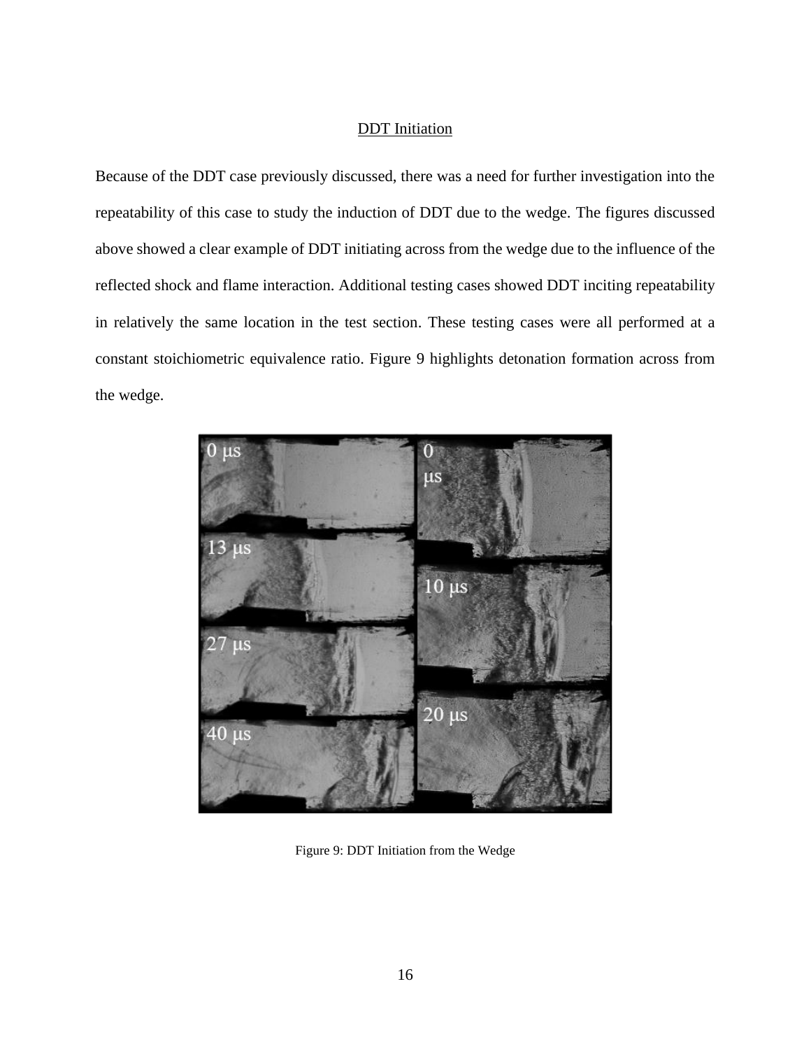## DDT Initiation

Because of the DDT case previously discussed, there was a need for further investigation into the repeatability of this case to study the induction of DDT due to the wedge. The figures discussed above showed a clear example of DDT initiating across from the wedge due to the influence of the reflected shock and flame interaction. Additional testing cases showed DDT inciting repeatability in relatively the same location in the test section. These testing cases were all performed at a constant stoichiometric equivalence ratio. Figure 9 highlights detonation formation across from the wedge.

Figure 9: DDT Initiation from the Wedge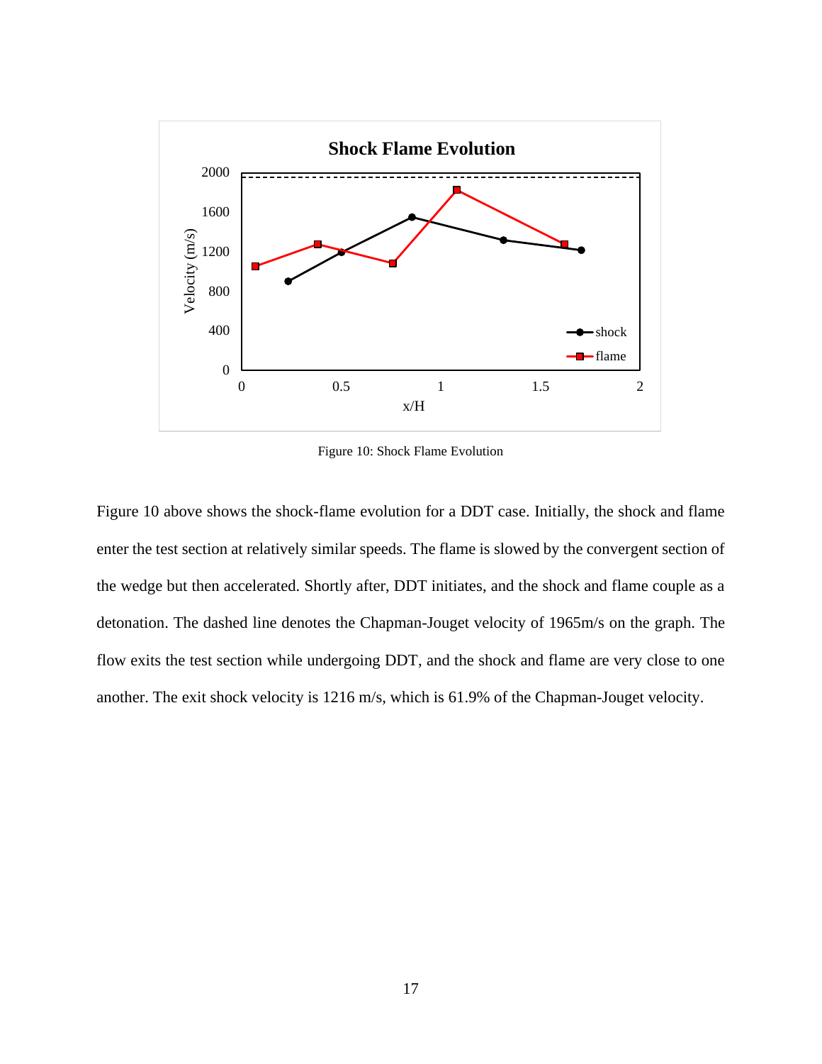Figure 10: Shock Flame Evolution

Figure 10 above shows the shock-flame evolution for a DDT case. Initially, the shock and flame enter the test section at relatively similar speeds. The flame is slowed by the convergent section of the wedge but then accelerated. Shortly after, DDT initiates, and the shock and flame couple as a detonation. The dashed line denotes the Chapman-Jouget velocity of 1965m/s on the graph. The flow exits the test section while undergoing DDT, and the shock and flame are very close to one another. The exit shock velocity is 1216 m/s, which is 61.9% of the Chapman-Jouget velocity.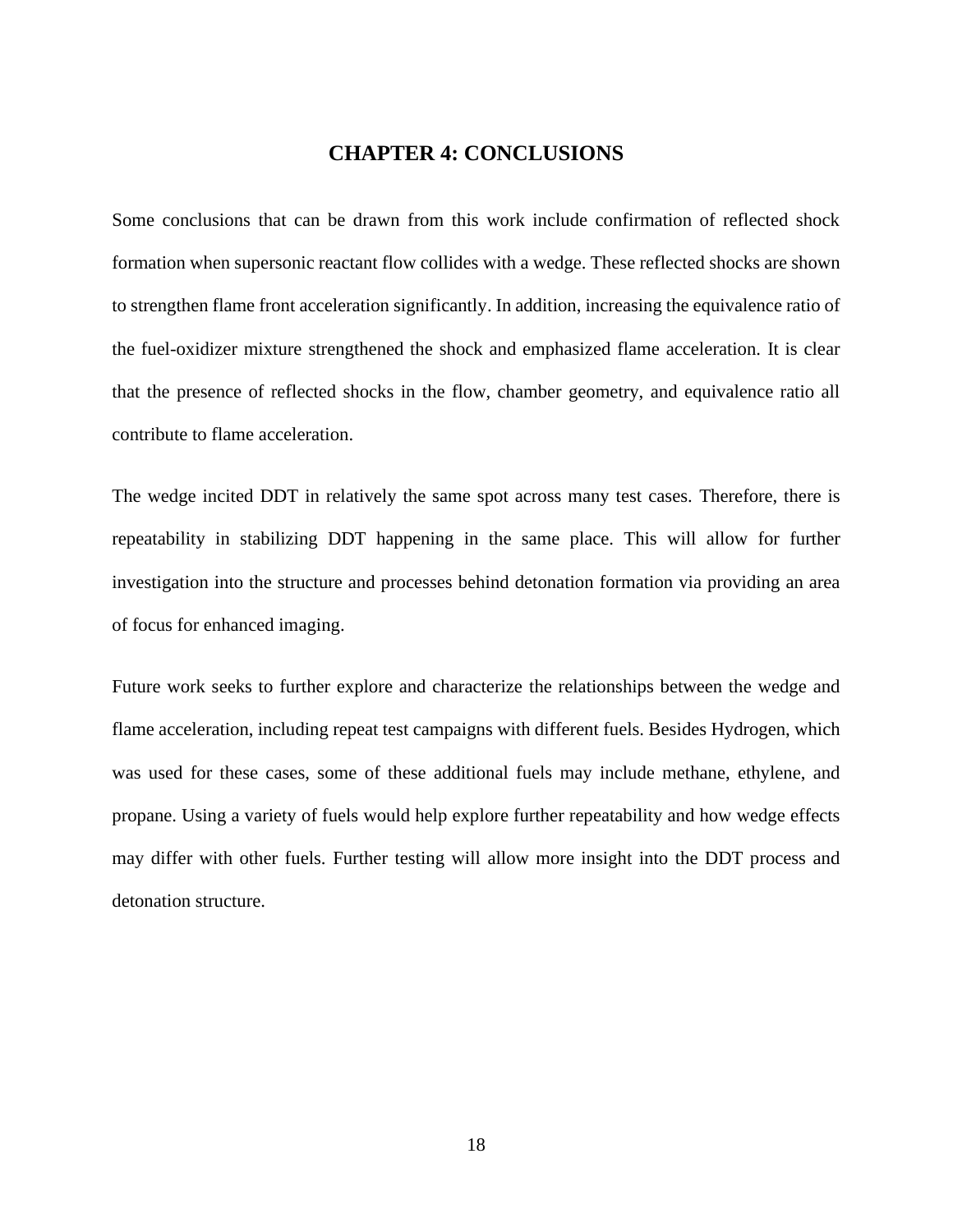# CHAPTER 4: CONCLUSIONS

Some conclusions that can be drawn from this work include confirmation of reflected shock formation when supersonic reactant flow collides with a wedge. These reflected shocks are shown to strengthen flame front acceleration significantly. In addition, increasing the equivalence ratio of the fuel-oxidizer mixture strengthened the shock and emphasized flame acceleration. It is clear that the presence of reflected shocks in the flow, chamber geometry, and equivalence ratio all contribute to flame acceleration.

The wedge incited DDT in relatively the same spot across many test cases. Therefore, there is repeatability in stabilizing DDT happening in the same place. This will allow for further investigation into the structure and processes behind detonation formation via providing an area of focus for enhanced imaging.

Future work seeks to further explore and characterize the relationships between the wedge and flame acceleration, including repeat test campaigns with different fuels. Besides Hydrogen, which was used for these cases, some of these additional fuels may include methane, ethylene, and propane. Using a variety of fuels would help explore further repeatability and how wedge effects may differ with other fuels. Further testing will allow more insight into the DDT process and detonation structure.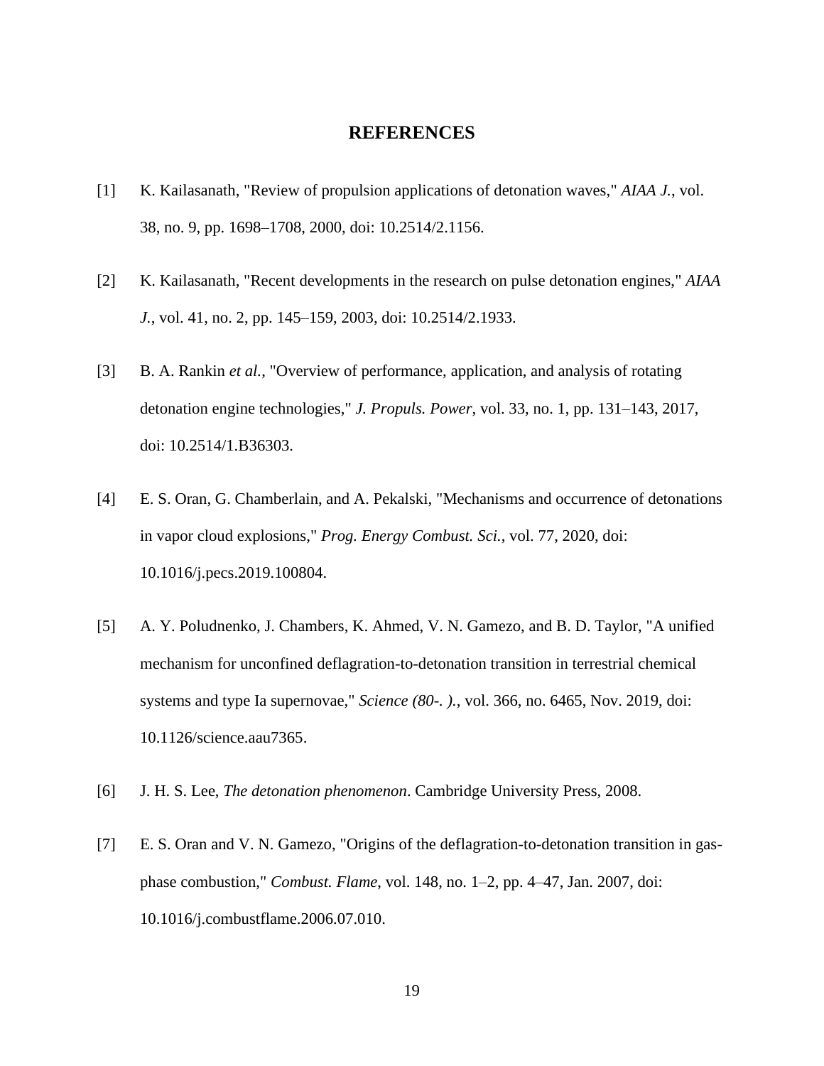# REFERENCES

[1] K. Kailasanath, "Review of propulsion applications of detonation waves," *AIAA J.*, vol. 38, no. 9, pp. 1698–1708, 2000, doi: 10.2514/2.1156.

[2] K. Kailasanath, "Recent developments in the research on pulse detonation engines," *AIAA J.*, vol. 41, no. 2, pp. 145–159, 2003, doi: 10.2514/2.1933.

[3] B. A. Rankin *et al.*, "Overview of performance, application, and analysis of rotating detonation engine technologies," *J. Propuls. Power*, vol. 33, no. 1, pp. 131–143, 2017, doi: 10.2514/1.B36303.

[4] E. S. Oran, G. Chamberlain, and A. Pekalski, "Mechanisms and occurrence of detonations in vapor cloud explosions," *Prog. Energy Combust. Sci.*, vol. 77, 2020, doi: 10.1016/j.pecs.2019.100804.

[5] A. Y. Poludnenko, J. Chambers, K. Ahmed, V. N. Gamezo, and B. D. Taylor, "A unified mechanism for unconfined deflagration-to-detonation transition in terrestrial chemical systems and type Ia supernovae," *Science (80-. ).*, vol. 366, no. 6465, Nov. 2019, doi: 10.1126/science.aau7365.

[6] J. H. S. Lee, *The detonation phenomenon*. Cambridge University Press, 2008.

[7] E. S. Oran and V. N. Gamezo, "Origins of the deflagration-to-detonation transition in gas-phase combustion," *Combust. Flame*, vol. 148, no. 1–2, pp. 4–47, Jan. 2007, doi: 10.1016/j.combustflame.2006.07.010.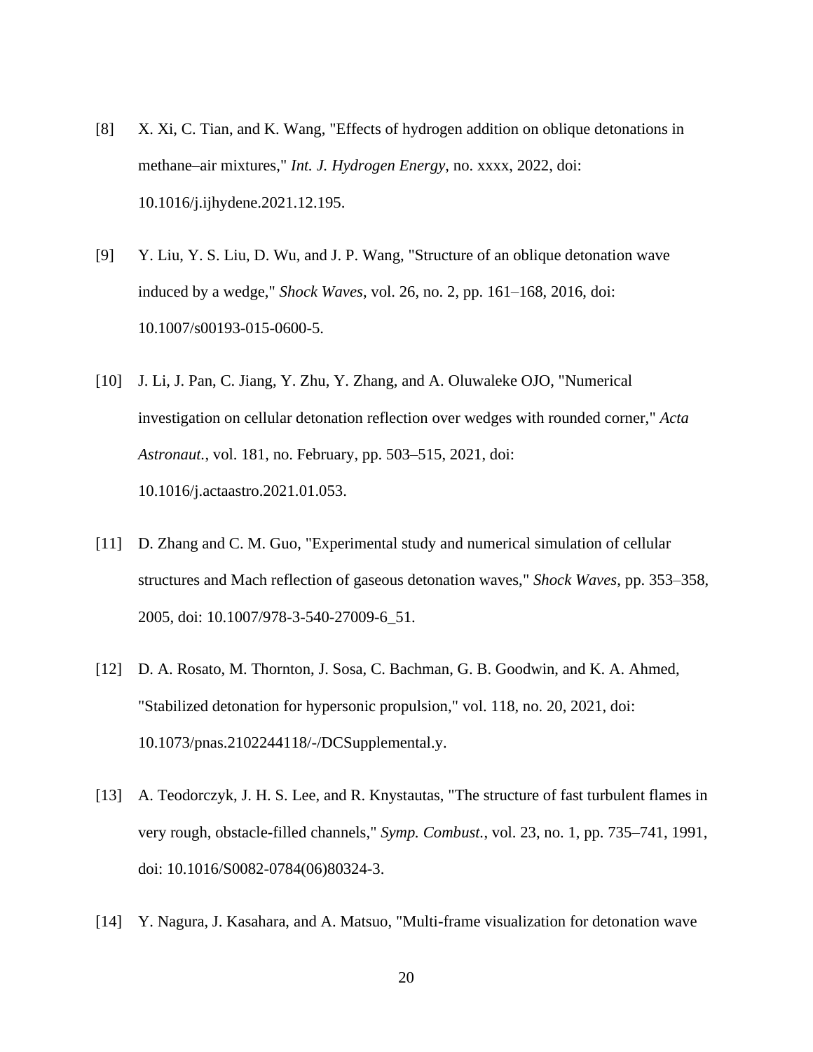[8] X. Xi, C. Tian, and K. Wang, "Effects of hydrogen addition on oblique detonations in methane–air mixtures," *Int. J. Hydrogen Energy*, no. xxxx, 2022, doi: 10.1016/j.ijhydene.2021.12.195.

[9] Y. Liu, Y. S. Liu, D. Wu, and J. P. Wang, "Structure of an oblique detonation wave induced by a wedge," *Shock Waves*, vol. 26, no. 2, pp. 161–168, 2016, doi: 10.1007/s00193-015-0600-5.

[10] J. Li, J. Pan, C. Jiang, Y. Zhu, Y. Zhang, and A. Oluwaleke OJO, "Numerical investigation on cellular detonation reflection over wedges with rounded corner," *Acta Astronaut.*, vol. 181, no. February, pp. 503–515, 2021, doi: 10.1016/j.actaastro.2021.01.053.

[11] D. Zhang and C. M. Guo, "Experimental study and numerical simulation of cellular structures and Mach reflection of gaseous detonation waves," *Shock Waves*, pp. 353–358, 2005, doi: 10.1007/978-3-540-27009-6_51.

[12] D. A. Rosato, M. Thornton, J. Sosa, C. Bachman, G. B. Goodwin, and K. A. Ahmed, "Stabilized detonation for hypersonic propulsion," vol. 118, no. 20, 2021, doi: 10.1073/pnas.2102244118/-/DCSupplemental.y.

[13] A. Teodorczyk, J. H. S. Lee, and R. Knystautas, "The structure of fast turbulent flames in very rough, obstacle-filled channels," *Symp. Combust.*, vol. 23, no. 1, pp. 735–741, 1991, doi: 10.1016/S0082-0784(06)80324-3.

[14] Y. Nagura, J. Kasahara, and A. Matsuo, "Multi-frame visualization for detonation wave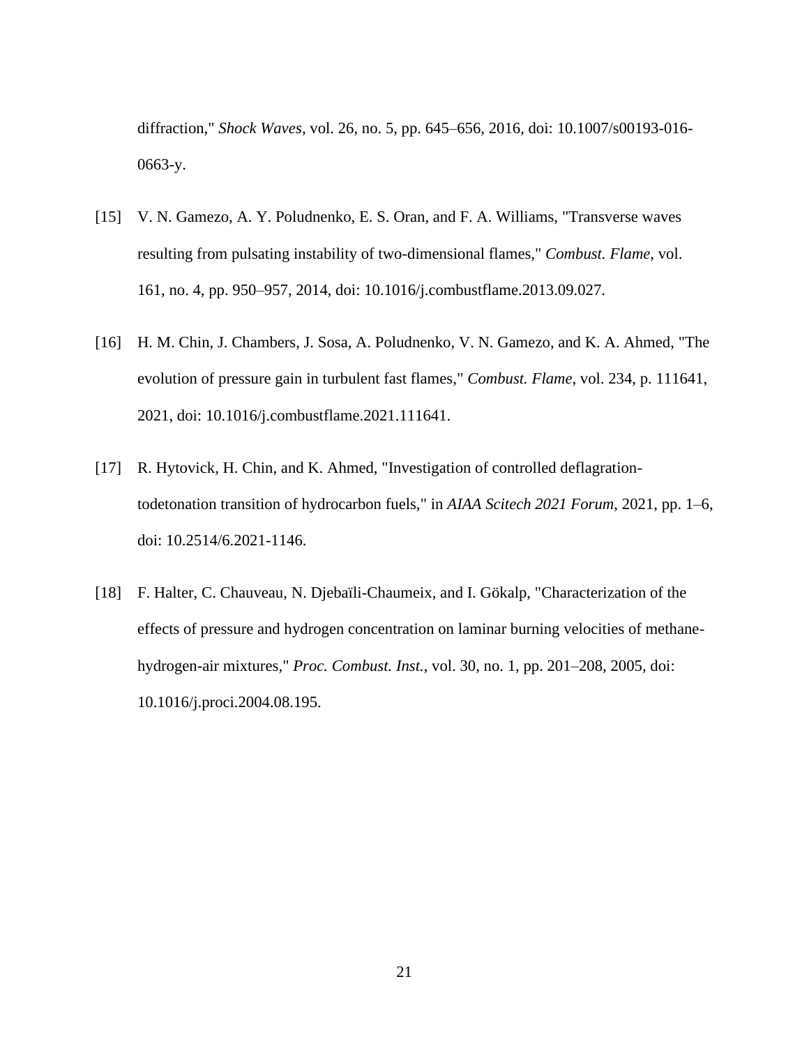diffraction," *Shock Waves*, vol. 26, no. 5, pp. 645–656, 2016, doi: 10.1007/s00193-016-0663-y.

[15] V. N. Gamezo, A. Y. Poludnenko, E. S. Oran, and F. A. Williams, "Transverse waves resulting from pulsating instability of two-dimensional flames," *Combust. Flame*, vol. 161, no. 4, pp. 950–957, 2014, doi: 10.1016/j.combustflame.2013.09.027.

[16] H. M. Chin, J. Chambers, J. Sosa, A. Poludnenko, V. N. Gamezo, and K. A. Ahmed, "The evolution of pressure gain in turbulent fast flames," *Combust. Flame*, vol. 234, p. 111641, 2021, doi: 10.1016/j.combustflame.2021.111641.

[17] R. Hytovick, H. Chin, and K. Ahmed, "Investigation of controlled deflagration-todetonation transition of hydrocarbon fuels," in *AIAA Scitech 2021 Forum*, 2021, pp. 1–6, doi: 10.2514/6.2021-1146.

[18] F. Halter, C. Chauveau, N. Djebaïli-Chaumeix, and I. Gökalp, "Characterization of the effects of pressure and hydrogen concentration on laminar burning velocities of methane-hydrogen-air mixtures," *Proc. Combust. Inst.*, vol. 30, no. 1, pp. 201–208, 2005, doi: 10.1016/j.proci.2004.08.195.